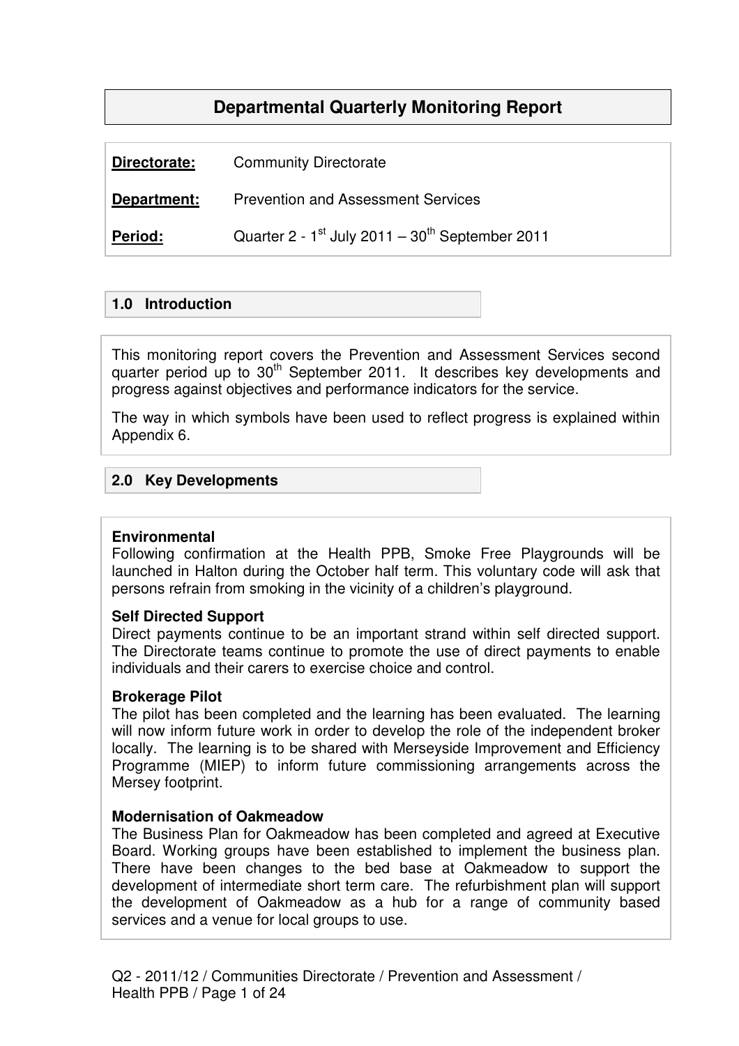# Departmental Quarterly Monitoring Report

**Directorate:** Community Directorate

**Department:** Prevention and Assessment Services

**Period:** Quarter 2 - 1st July 2011 – 30th September 2011

## 1.0 Introduction

This monitoring report covers the Prevention and Assessment Services second quarter period up to 30th September 2011. It describes key developments and progress against objectives and performance indicators for the service.

The way in which symbols have been used to reflect progress is explained within Appendix 6.

## 2.0 Key Developments

**Environmental**
Following confirmation at the Health PPB, Smoke Free Playgrounds will be launched in Halton during the October half term. This voluntary code will ask that persons refrain from smoking in the vicinity of a children's playground.

**Self Directed Support**
Direct payments continue to be an important strand within self directed support. The Directorate teams continue to promote the use of direct payments to enable individuals and their carers to exercise choice and control.

**Brokerage Pilot**
The pilot has been completed and the learning has been evaluated. The learning will now inform future work in order to develop the role of the independent broker locally. The learning is to be shared with Merseyside Improvement and Efficiency Programme (MIEP) to inform future commissioning arrangements across the Mersey footprint.

**Modernisation of Oakmeadow**
The Business Plan for Oakmeadow has been completed and agreed at Executive Board. Working groups have been established to implement the business plan. There have been changes to the bed base at Oakmeadow to support the development of intermediate short term care. The refurbishment plan will support the development of Oakmeadow as a hub for a range of community based services and a venue for local groups to use.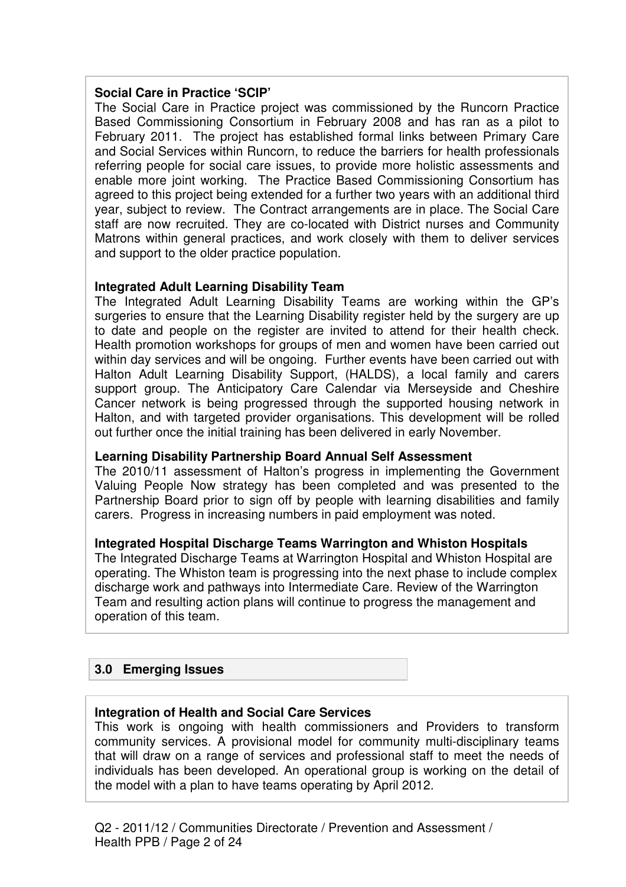**Social Care in Practice 'SCIP'**

The Social Care in Practice project was commissioned by the Runcorn Practice Based Commissioning Consortium in February 2008 and has ran as a pilot to February 2011. The project has established formal links between Primary Care and Social Services within Runcorn, to reduce the barriers for health professionals referring people for social care issues, to provide more holistic assessments and enable more joint working. The Practice Based Commissioning Consortium has agreed to this project being extended for a further two years with an additional third year, subject to review. The Contract arrangements are in place. The Social Care staff are now recruited. They are co-located with District nurses and Community Matrons within general practices, and work closely with them to deliver services and support to the older practice population.

**Integrated Adult Learning Disability Team**

The Integrated Adult Learning Disability Teams are working within the GP's surgeries to ensure that the Learning Disability register held by the surgery are up to date and people on the register are invited to attend for their health check. Health promotion workshops for groups of men and women have been carried out within day services and will be ongoing. Further events have been carried out with Halton Adult Learning Disability Support, (HALDS), a local family and carers support group. The Anticipatory Care Calendar via Merseyside and Cheshire Cancer network is being progressed through the supported housing network in Halton, and with targeted provider organisations. This development will be rolled out further once the initial training has been delivered in early November.

**Learning Disability Partnership Board Annual Self Assessment**

The 2010/11 assessment of Halton's progress in implementing the Government Valuing People Now strategy has been completed and was presented to the Partnership Board prior to sign off by people with learning disabilities and family carers. Progress in increasing numbers in paid employment was noted.

**Integrated Hospital Discharge Teams Warrington and Whiston Hospitals**

The Integrated Discharge Teams at Warrington Hospital and Whiston Hospital are operating. The Whiston team is progressing into the next phase to include complex discharge work and pathways into Intermediate Care. Review of the Warrington Team and resulting action plans will continue to progress the management and operation of this team.

## 3.0 Emerging Issues

**Integration of Health and Social Care Services**

This work is ongoing with health commissioners and Providers to transform community services. A provisional model for community multi-disciplinary teams that will draw on a range of services and professional staff to meet the needs of individuals has been developed. An operational group is working on the detail of the model with a plan to have teams operating by April 2012.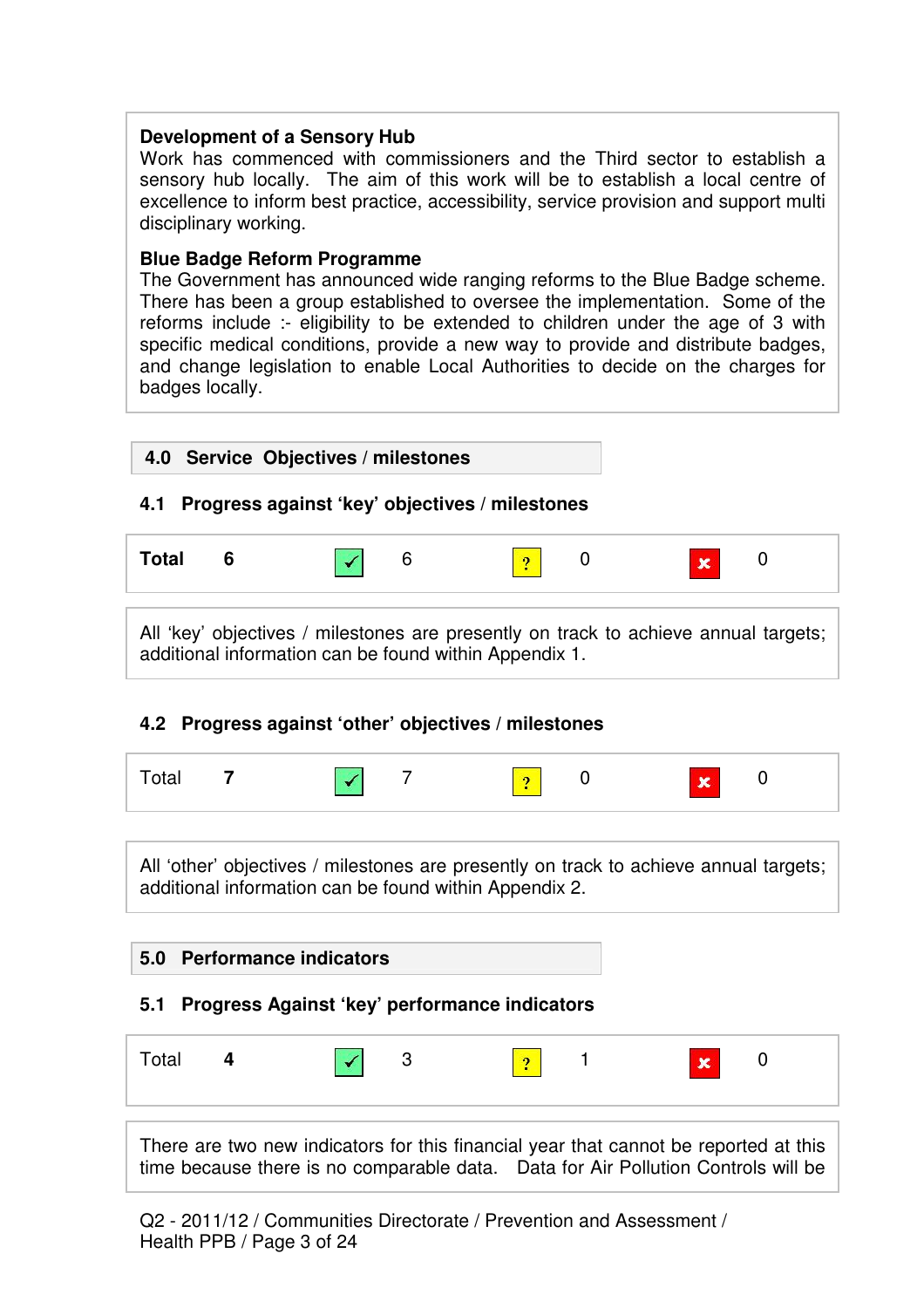**Development of a Sensory Hub**
Work has commenced with commissioners and the Third sector to establish a sensory hub locally. The aim of this work will be to establish a local centre of excellence to inform best practice, accessibility, service provision and support multi disciplinary working.

**Blue Badge Reform Programme**
The Government has announced wide ranging reforms to the Blue Badge scheme. There has been a group established to oversee the implementation. Some of the reforms include :- eligibility to be extended to children under the age of 3 with specific medical conditions, provide a new way to provide and distribute badges, and change legislation to enable Local Authorities to decide on the charges for badges locally.

## 4.0 Service Objectives / milestones

### 4.1 Progress against 'key' objectives / milestones

| **Total** | **6** | ✓ | 6 | ? | 0 | ✗ | 0 |
|---|---|---|---|---|---|---|---|

All 'key' objectives / milestones are presently on track to achieve annual targets; additional information can be found within Appendix 1.

### 4.2 Progress against 'other' objectives / milestones

| Total | **7** | ✓ | 7 | ? | 0 | ✗ | 0 |
|---|---|---|---|---|---|---|---|

All 'other' objectives / milestones are presently on track to achieve annual targets; additional information can be found within Appendix 2.

## 5.0 Performance indicators

### 5.1 Progress Against 'key' performance indicators

| Total | **4** | ✓ | 3 | ? | 1 | ✗ | 0 |
|---|---|---|---|---|---|---|---|

There are two new indicators for this financial year that cannot be reported at this time because there is no comparable data. Data for Air Pollution Controls will be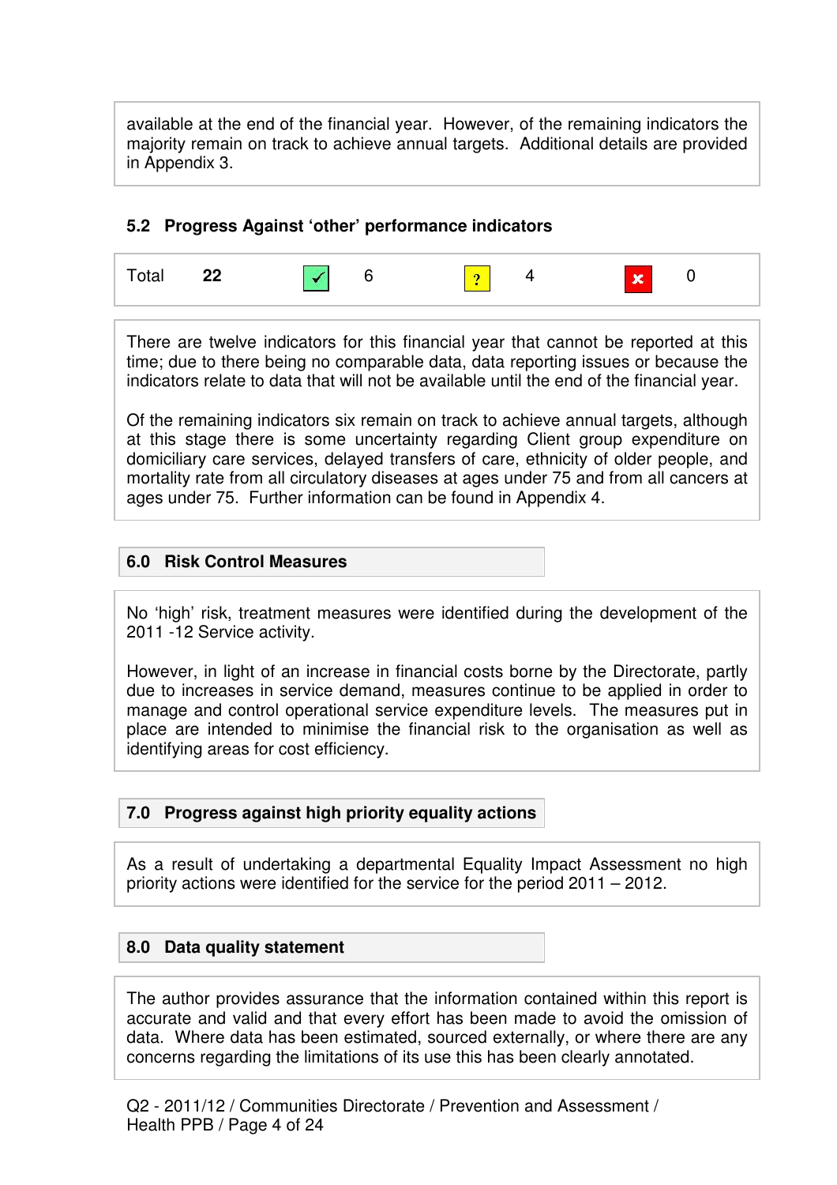available at the end of the financial year. However, of the remaining indicators the majority remain on track to achieve annual targets. Additional details are provided in Appendix 3.

### 5.2 Progress Against 'other' performance indicators

| Total | 22 | ✓ | 6 | ? | 4 | ✗ | 0 |
|---|---|---|---|---|---|---|---|

There are twelve indicators for this financial year that cannot be reported at this time; due to there being no comparable data, data reporting issues or because the indicators relate to data that will not be available until the end of the financial year.

Of the remaining indicators six remain on track to achieve annual targets, although at this stage there is some uncertainty regarding Client group expenditure on domiciliary care services, delayed transfers of care, ethnicity of older people, and mortality rate from all circulatory diseases at ages under 75 and from all cancers at ages under 75. Further information can be found in Appendix 4.

## 6.0 Risk Control Measures

No 'high' risk, treatment measures were identified during the development of the 2011 -12 Service activity.

However, in light of an increase in financial costs borne by the Directorate, partly due to increases in service demand, measures continue to be applied in order to manage and control operational service expenditure levels. The measures put in place are intended to minimise the financial risk to the organisation as well as identifying areas for cost efficiency.

## 7.0 Progress against high priority equality actions

As a result of undertaking a departmental Equality Impact Assessment no high priority actions were identified for the service for the period 2011 – 2012.

## 8.0 Data quality statement

The author provides assurance that the information contained within this report is accurate and valid and that every effort has been made to avoid the omission of data. Where data has been estimated, sourced externally, or where there are any concerns regarding the limitations of its use this has been clearly annotated.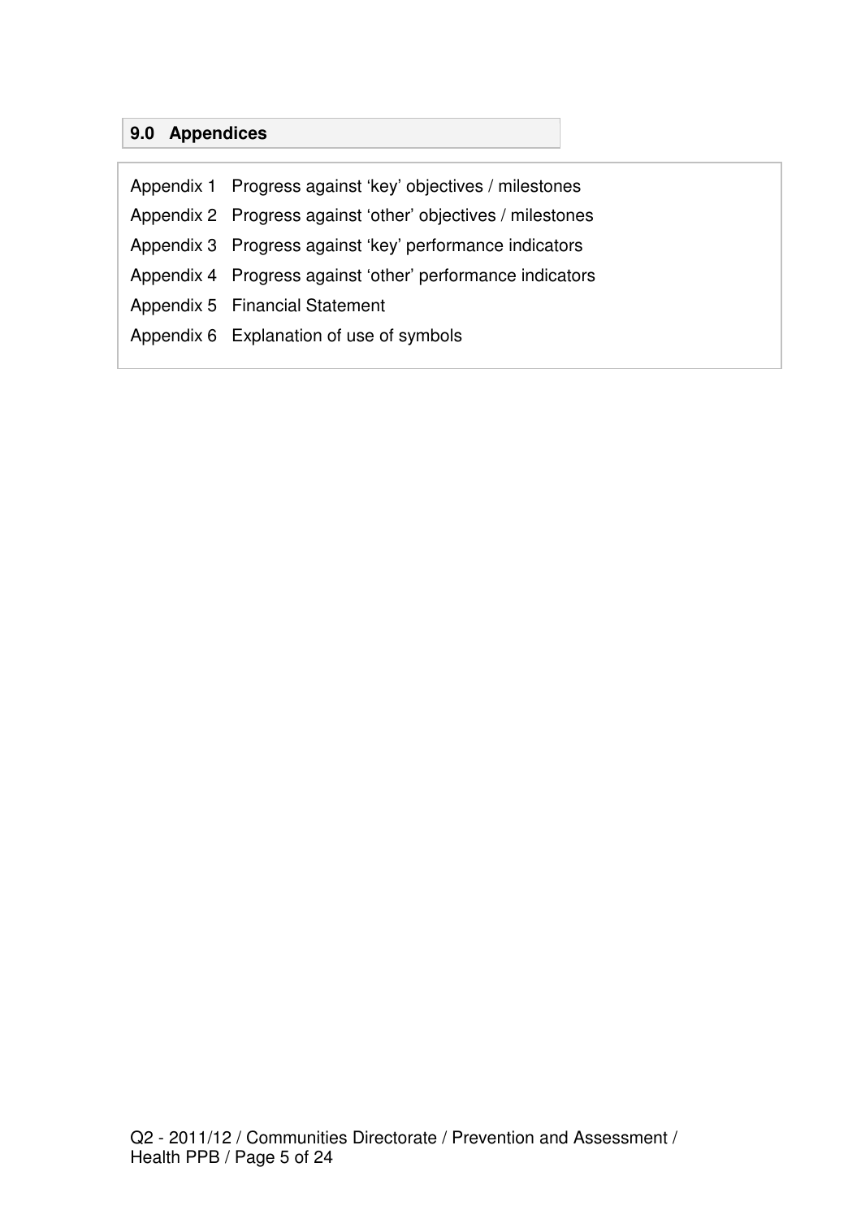## 9.0 Appendices

| | |
|---|---|
| Appendix 1 | Progress against 'key' objectives / milestones |
| Appendix 2 | Progress against 'other' objectives / milestones |
| Appendix 3 | Progress against 'key' performance indicators |
| Appendix 4 | Progress against 'other' performance indicators |
| Appendix 5 | Financial Statement |
| Appendix 6 | Explanation of use of symbols |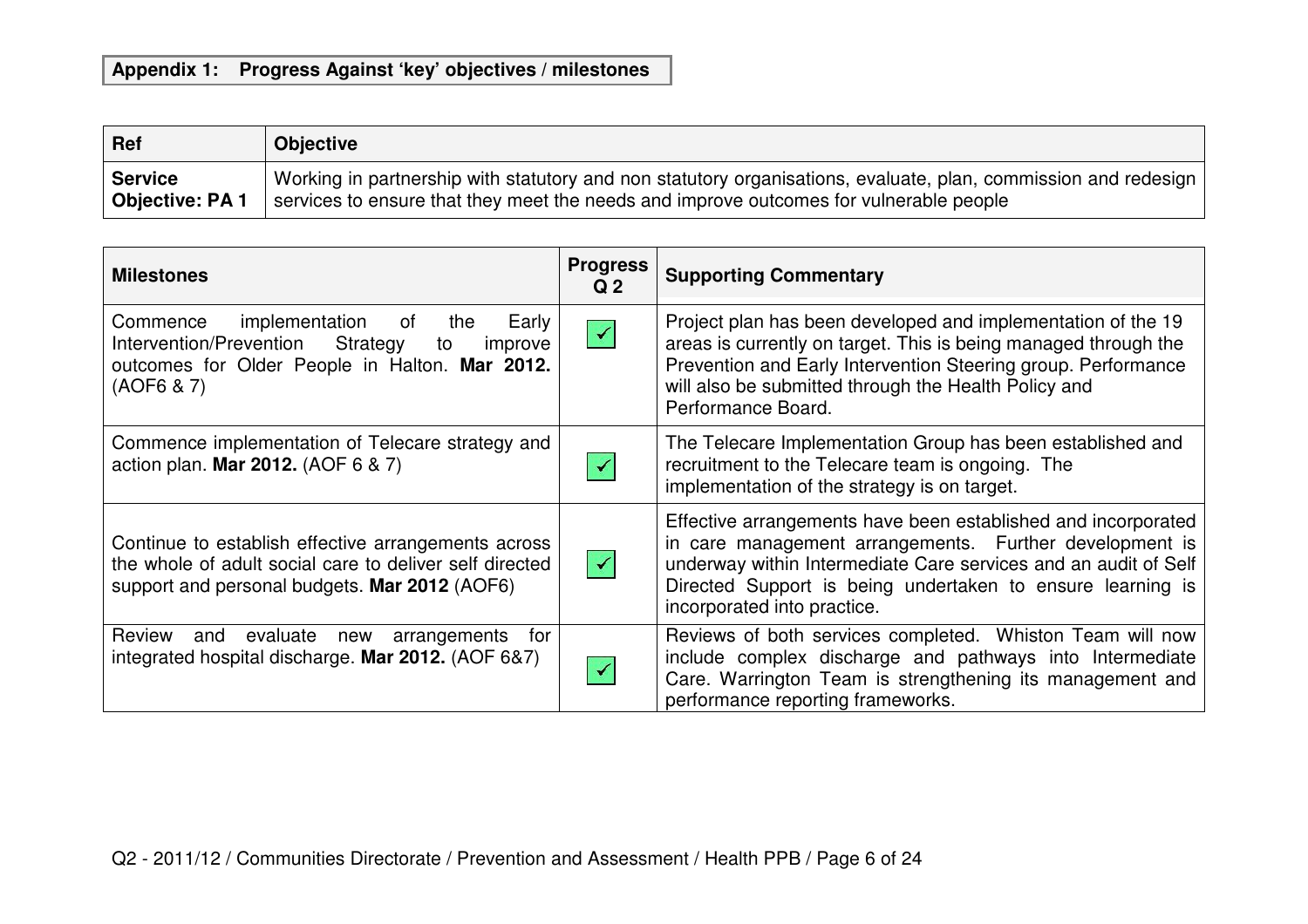## Appendix 1: Progress Against 'key' objectives / milestones

| Ref | Objective |
|---|---|
| **Service Objective: PA 1** | Working in partnership with statutory and non statutory organisations, evaluate, plan, commission and redesign services to ensure that they meet the needs and improve outcomes for vulnerable people |

| Milestones | Progress Q 2 | Supporting Commentary |
|---|---|---|
| Commence implementation of the Early Intervention/Prevention Strategy to improve outcomes for Older People in Halton. **Mar 2012.** (AOF6 & 7) | ✓ | Project plan has been developed and implementation of the 19 areas is currently on target. This is being managed through the Prevention and Early Intervention Steering group. Performance will also be submitted through the Health Policy and Performance Board. |
| Commence implementation of Telecare strategy and action plan. **Mar 2012.** (AOF 6 & 7) | ✓ | The Telecare Implementation Group has been established and recruitment to the Telecare team is ongoing. The implementation of the strategy is on target. |
| Continue to establish effective arrangements across the whole of adult social care to deliver self directed support and personal budgets. **Mar 2012** (AOF6) | ✓ | Effective arrangements have been established and incorporated in care management arrangements. Further development is underway within Intermediate Care services and an audit of Self Directed Support is being undertaken to ensure learning is incorporated into practice. |
| Review and evaluate new arrangements for integrated hospital discharge. **Mar 2012.** (AOF 6&7) | ✓ | Reviews of both services completed. Whiston Team will now include complex discharge and pathways into Intermediate Care. Warrington Team is strengthening its management and performance reporting frameworks. |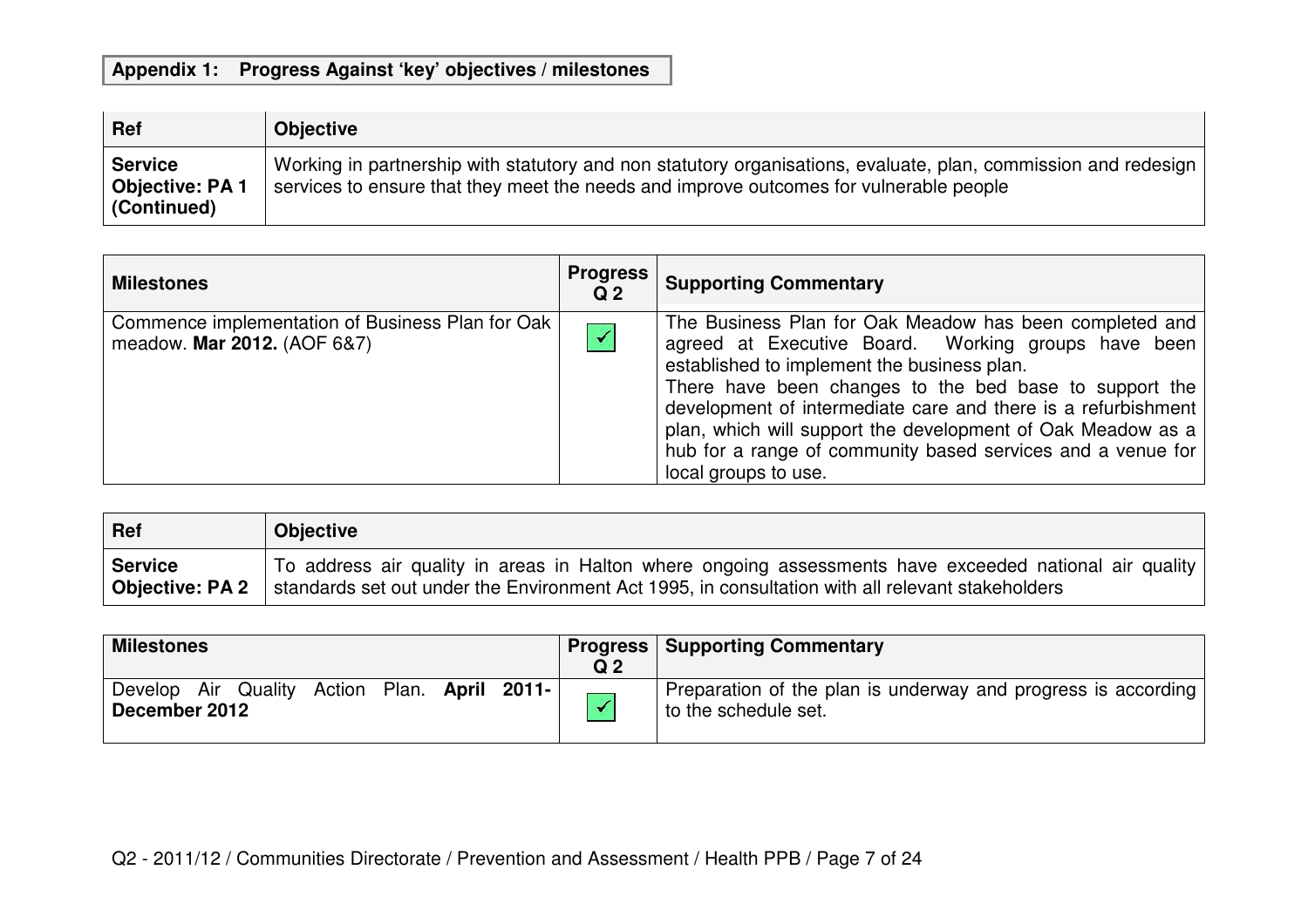**Appendix 1: Progress Against 'key' objectives / milestones**

| Ref | Objective |
|---|---|
| **Service Objective: PA 1 (Continued)** | Working in partnership with statutory and non statutory organisations, evaluate, plan, commission and redesign services to ensure that they meet the needs and improve outcomes for vulnerable people |

| Milestones | Progress Q 2 | Supporting Commentary |
|---|---|---|
| Commence implementation of Business Plan for Oak meadow. **Mar 2012.** (AOF 6&7) | ✓ | The Business Plan for Oak Meadow has been completed and agreed at Executive Board. Working groups have been established to implement the business plan.<br>There have been changes to the bed base to support the development of intermediate care and there is a refurbishment plan, which will support the development of Oak Meadow as a hub for a range of community based services and a venue for local groups to use. |

| Ref | Objective |
|---|---|
| **Service Objective: PA 2** | To address air quality in areas in Halton where ongoing assessments have exceeded national air quality standards set out under the Environment Act 1995, in consultation with all relevant stakeholders |

| Milestones | Progress Q 2 | Supporting Commentary |
|---|---|---|
| Develop Air Quality Action Plan. **April 2011-December 2012** | ✓ | Preparation of the plan is underway and progress is according to the schedule set. |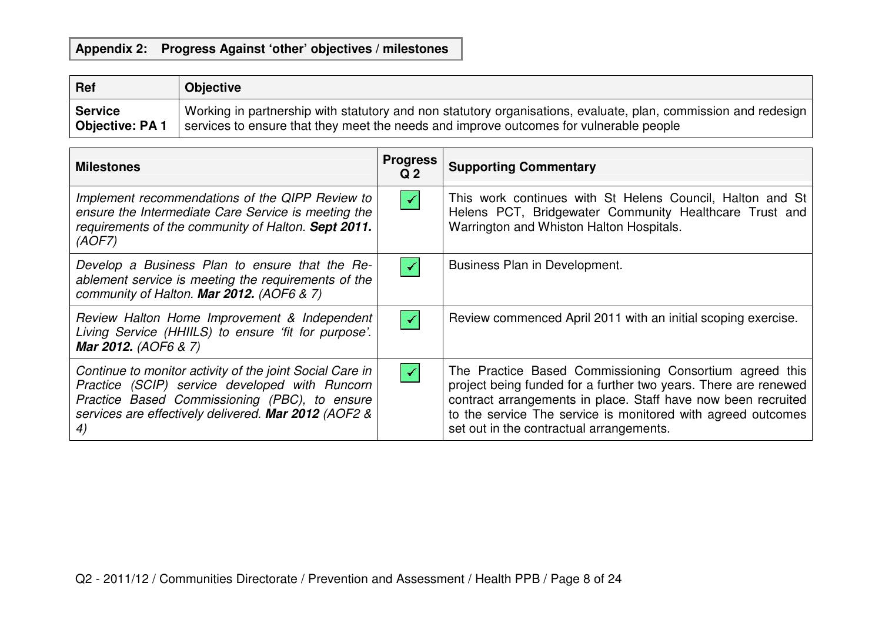**Appendix 2: Progress Against 'other' objectives / milestones**

| Ref | Objective |
|---|---|
| **Service Objective: PA 1** | Working in partnership with statutory and non statutory organisations, evaluate, plan, commission and redesign services to ensure that they meet the needs and improve outcomes for vulnerable people |

| Milestones | Progress Q 2 | Supporting Commentary |
|---|---|---|
| *Implement recommendations of the QIPP Review to ensure the Intermediate Care Service is meeting the requirements of the community of Halton.* ***Sept 2011.*** *(AOF7)* | ✓ | This work continues with St Helens Council, Halton and St Helens PCT, Bridgewater Community Healthcare Trust and Warrington and Whiston Halton Hospitals. |
| *Develop a Business Plan to ensure that the Re-ablement service is meeting the requirements of the community of Halton.* ***Mar 2012.*** *(AOF6 & 7)* | ✓ | Business Plan in Development. |
| *Review Halton Home Improvement & Independent Living Service (HHIILS) to ensure 'fit for purpose'.* ***Mar 2012.*** *(AOF6 & 7)* | ✓ | Review commenced April 2011 with an initial scoping exercise. |
| *Continue to monitor activity of the joint Social Care in Practice (SCIP) service developed with Runcorn Practice Based Commissioning (PBC), to ensure services are effectively delivered.* ***Mar 2012*** *(AOF2 & 4)* | ✓ | The Practice Based Commissioning Consortium agreed this project being funded for a further two years. There are renewed contract arrangements in place. Staff have now been recruited to the service The service is monitored with agreed outcomes set out in the contractual arrangements. |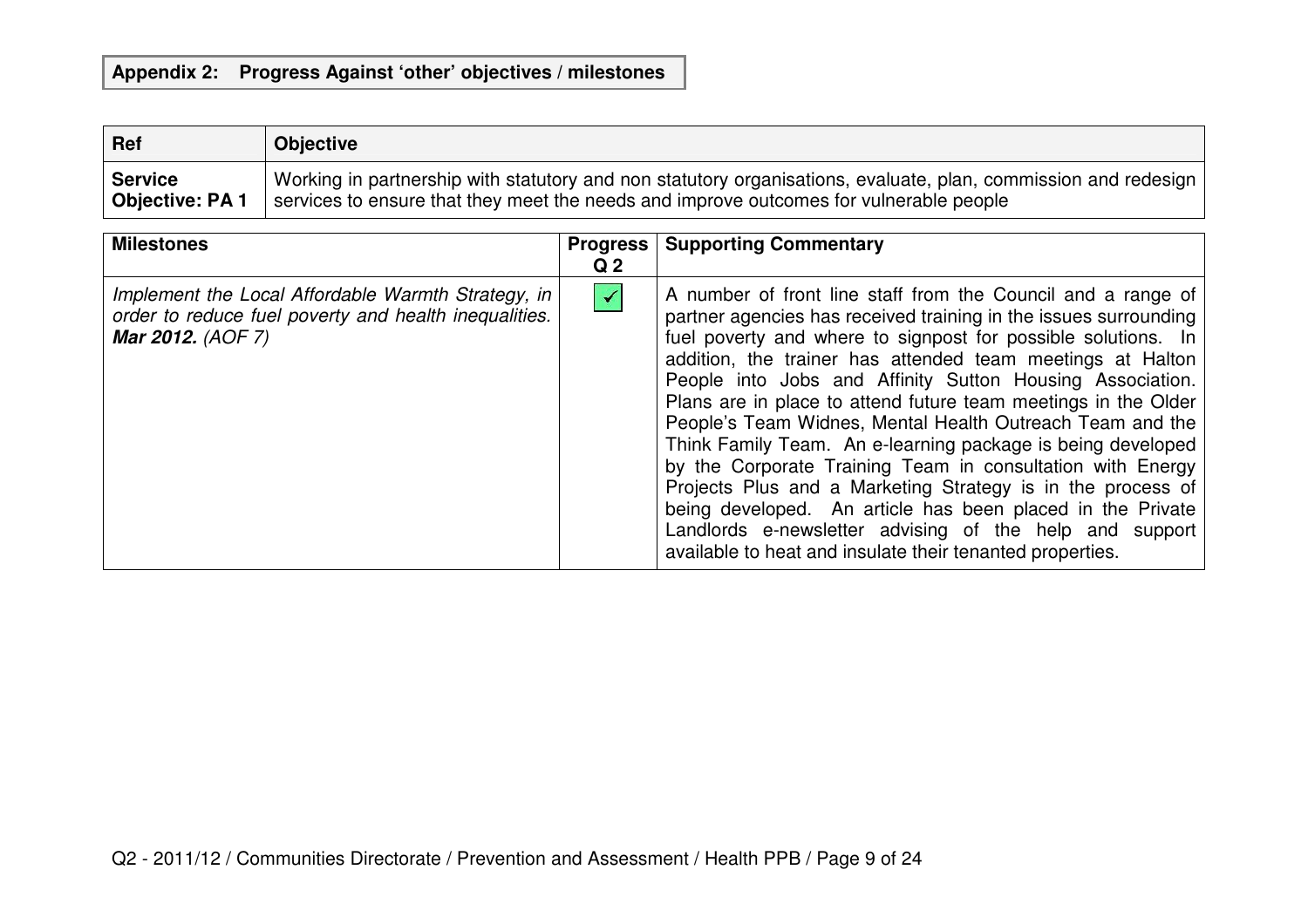## Appendix 2: Progress Against 'other' objectives / milestones

| Ref | Objective |
|---|---|
| **Service Objective: PA 1** | Working in partnership with statutory and non statutory organisations, evaluate, plan, commission and redesign services to ensure that they meet the needs and improve outcomes for vulnerable people |

| Milestones | Progress Q 2 | Supporting Commentary |
|---|---|---|
| *Implement the Local Affordable Warmth Strategy, in order to reduce fuel poverty and health inequalities.* ***Mar 2012.*** *(AOF 7)* | ✓ | A number of front line staff from the Council and a range of partner agencies has received training in the issues surrounding fuel poverty and where to signpost for possible solutions. In addition, the trainer has attended team meetings at Halton People into Jobs and Affinity Sutton Housing Association. Plans are in place to attend future team meetings in the Older People's Team Widnes, Mental Health Outreach Team and the Think Family Team. An e-learning package is being developed by the Corporate Training Team in consultation with Energy Projects Plus and a Marketing Strategy is in the process of being developed. An article has been placed in the Private Landlords e-newsletter advising of the help and support available to heat and insulate their tenanted properties. |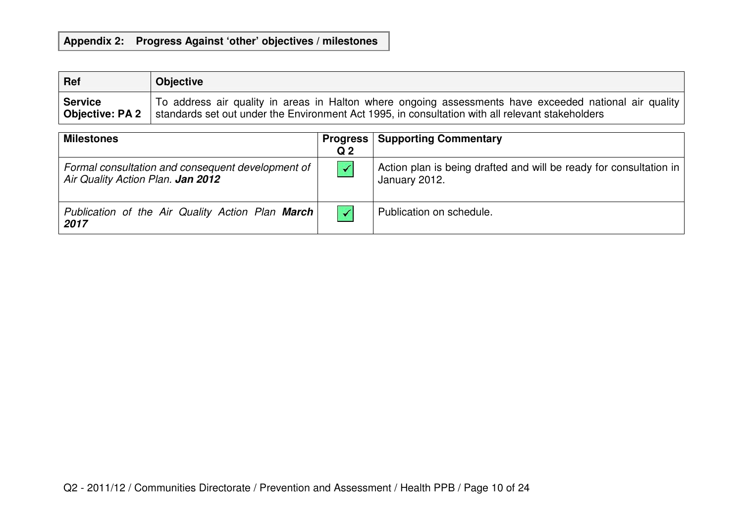## Appendix 2: Progress Against 'other' objectives / milestones

| Ref | Objective |
|---|---|
| **Service Objective: PA 2** | To address air quality in areas in Halton where ongoing assessments have exceeded national air quality standards set out under the Environment Act 1995, in consultation with all relevant stakeholders |

| Milestones | Progress Q 2 | Supporting Commentary |
|---|---|---|
| *Formal consultation and consequent development of Air Quality Action Plan. **Jan 2012*** | ✓ | Action plan is being drafted and will be ready for consultation in January 2012. |
| *Publication of the Air Quality Action Plan **March 2017*** | ✓ | Publication on schedule. |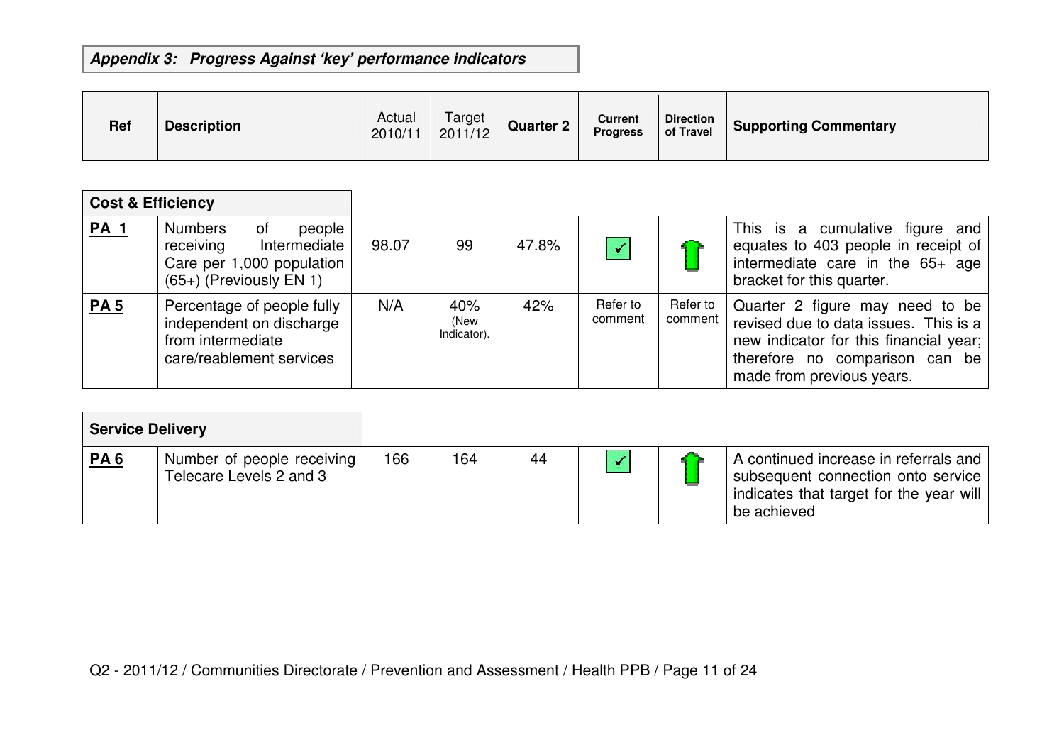### *Appendix 3: Progress Against 'key' performance indicators*

| Ref | Description | Actual 2010/11 | Target 2011/12 | Quarter 2 | Current Progress | Direction of Travel | Supporting Commentary |
|---|---|---|---|---|---|---|---|
| **Cost & Efficiency** | | | | | | | |
| **PA 1** | Numbers of people receiving Intermediate Care per 1,000 population (65+) (Previously EN 1) | 98.07 | 99 | 47.8% | ✓ | ↑ | This is a cumulative figure and equates to 403 people in receipt of intermediate care in the 65+ age bracket for this quarter. |
| **PA 5** | Percentage of people fully independent on discharge from intermediate care/reablement services | N/A | 40% (New Indicator). | 42% | Refer to comment | Refer to comment | Quarter 2 figure may need to be revised due to data issues. This is a new indicator for this financial year; therefore no comparison can be made from previous years. |
| **Service Delivery** | | | | | | | |
| **PA 6** | Number of people receiving Telecare Levels 2 and 3 | 166 | 164 | 44 | ✓ | ↑ | A continued increase in referrals and subsequent connection onto service indicates that target for the year will be achieved |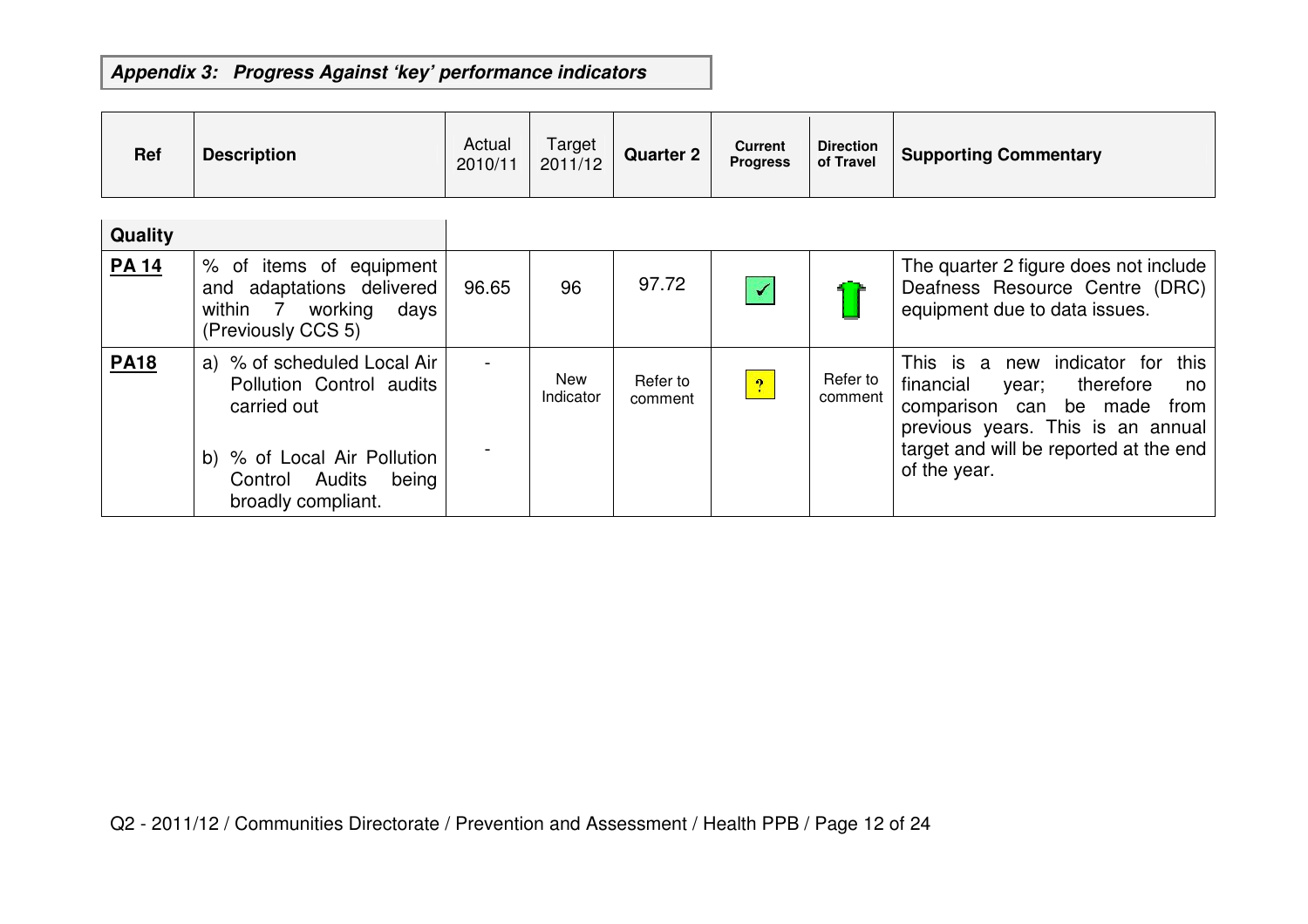**Appendix 3: Progress Against 'key' performance indicators**

| Ref | Description | Actual 2010/11 | Target 2011/12 | Quarter 2 | Current Progress | Direction of Travel | Supporting Commentary |
|---|---|---|---|---|---|---|---|
| **Quality** | | | | | | | |
| **PA 14** | % of items of equipment and adaptations delivered within 7 working days (Previously CCS 5) | 96.65 | 96 | 97.72 | ✓ | ↑ | The quarter 2 figure does not include Deafness Resource Centre (DRC) equipment due to data issues. |
| **PA18** | a) % of scheduled Local Air Pollution Control audits carried out<br><br>b) % of Local Air Pollution Control Audits being broadly compliant. | -<br><br>- | New Indicator | Refer to comment | ? | Refer to comment | This is a new indicator for this financial year; therefore no comparison can be made from previous years. This is an annual target and will be reported at the end of the year. |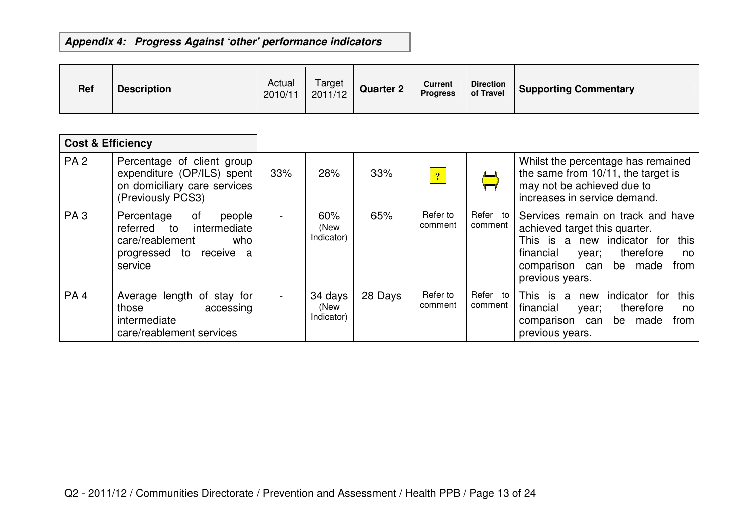**Appendix 4: Progress Against 'other' performance indicators**

| Ref | Description | Actual 2010/11 | Target 2011/12 | Quarter 2 | Current Progress | Direction of Travel | Supporting Commentary |
|---|---|---|---|---|---|---|---|
| **Cost & Efficiency** | | | | | | | |
| PA 2 | Percentage of client group expenditure (OP/ILS) spent on domiciliary care services (Previously PCS3) | 33% | 28% | 33% | ? | | Whilst the percentage has remained the same from 10/11, the target is may not be achieved due to increases in service demand. |
| PA 3 | Percentage of people referred to intermediate care/reablement who progressed to receive a service | - | 60% (New Indicator) | 65% | Refer to comment | Refer to comment | Services remain on track and have achieved target this quarter. This is a new indicator for this financial year; therefore no comparison can be made from previous years. |
| PA 4 | Average length of stay for those accessing intermediate care/reablement services | - | 34 days (New Indicator) | 28 Days | Refer to comment | Refer to comment | This is a new indicator for this financial year; therefore no comparison can be made from previous years. |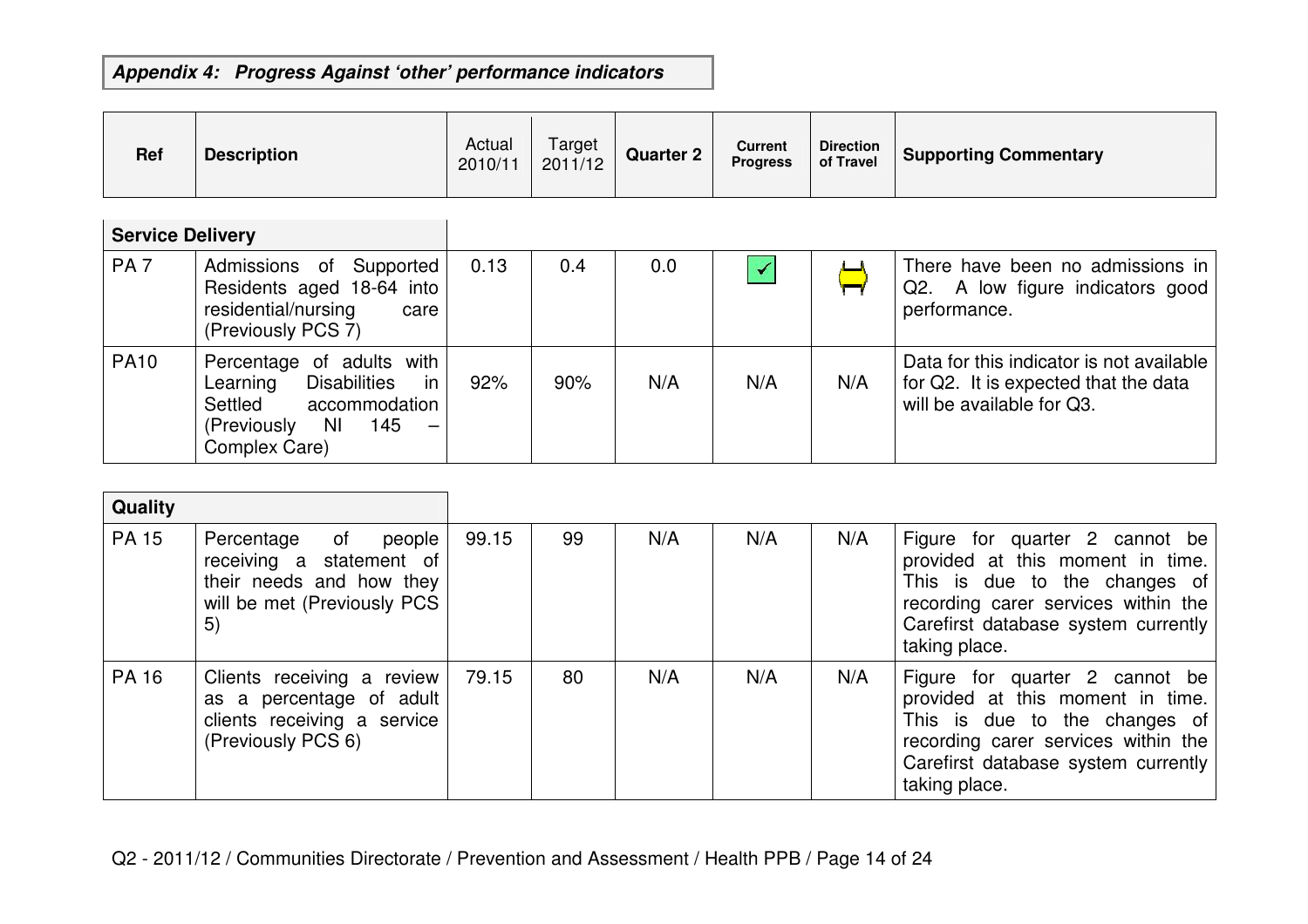**Appendix 4: Progress Against 'other' performance indicators**

| Ref | Description | Actual 2010/11 | Target 2011/12 | Quarter 2 | Current Progress | Direction of Travel | Supporting Commentary |
|---|---|---|---|---|---|---|---|
| **Service Delivery** | | | | | | | |
| PA 7 | Admissions of Supported Residents aged 18-64 into residential/nursing care (Previously PCS 7) | 0.13 | 0.4 | 0.0 | ✓ | ⇔ | There have been no admissions in Q2. A low figure indicators good performance. |
| PA10 | Percentage of adults with Learning Disabilities in Settled accommodation (Previously NI 145 – Complex Care) | 92% | 90% | N/A | N/A | N/A | Data for this indicator is not available for Q2. It is expected that the data will be available for Q3. |
| **Quality** | | | | | | | |
| PA 15 | Percentage of people receiving a statement of their needs and how they will be met (Previously PCS 5) | 99.15 | 99 | N/A | N/A | N/A | Figure for quarter 2 cannot be provided at this moment in time. This is due to the changes of recording carer services within the Carefirst database system currently taking place. |
| PA 16 | Clients receiving a review as a percentage of adult clients receiving a service (Previously PCS 6) | 79.15 | 80 | N/A | N/A | N/A | Figure for quarter 2 cannot be provided at this moment in time. This is due to the changes of recording carer services within the Carefirst database system currently taking place. |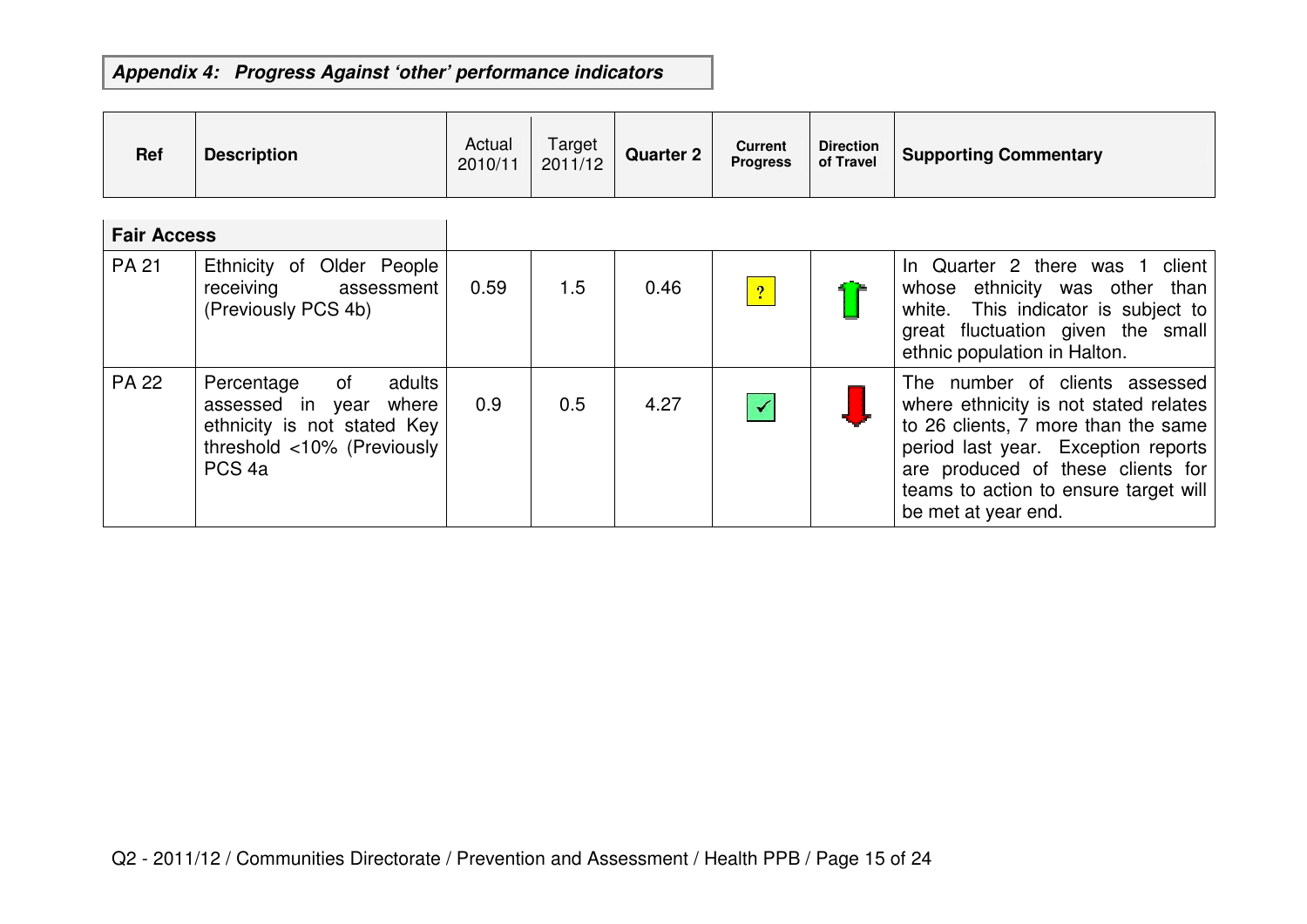**_Appendix 4: Progress Against 'other' performance indicators_**

| Ref | Description | Actual 2010/11 | Target 2011/12 | Quarter 2 | Current Progress | Direction of Travel | Supporting Commentary |
|---|---|---|---|---|---|---|---|
| **Fair Access** | | | | | | | |
| PA 21 | Ethnicity of Older People receiving assessment (Previously PCS 4b) | 0.59 | 1.5 | 0.46 | ? | ↑ | In Quarter 2 there was 1 client whose ethnicity was other than white. This indicator is subject to great fluctuation given the small ethnic population in Halton. |
| PA 22 | Percentage of adults assessed in year where ethnicity is not stated Key threshold <10% (Previously PCS 4a | 0.9 | 0.5 | 4.27 | ✓ | ↓ | The number of clients assessed where ethnicity is not stated relates to 26 clients, 7 more than the same period last year. Exception reports are produced of these clients for teams to action to ensure target will be met at year end. |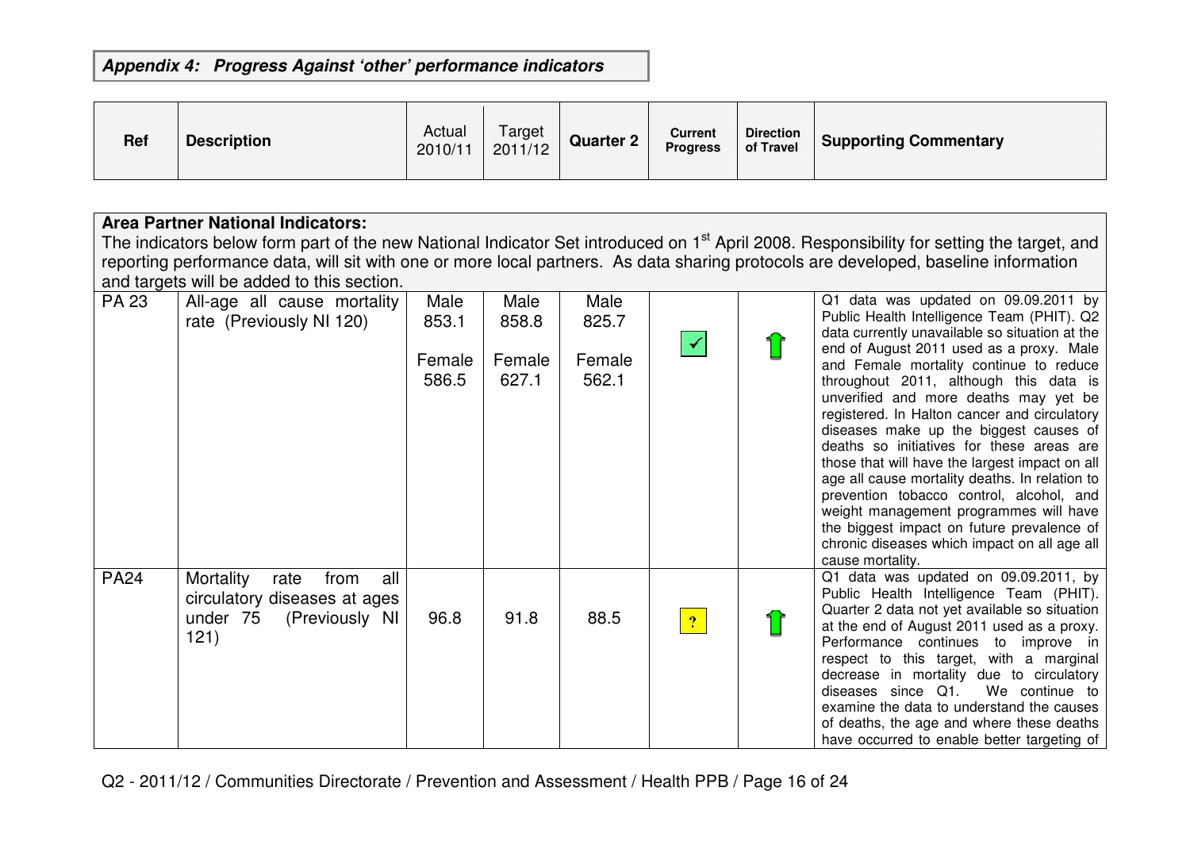### *Appendix 4: Progress Against 'other' performance indicators*

| Ref | Description | Actual 2010/11 | Target 2011/12 | Quarter 2 | Current Progress | Direction of Travel | Supporting Commentary |
|---|---|---|---|---|---|---|---|
| **Area Partner National Indicators:** The indicators below form part of the new National Indicator Set introduced on 1st April 2008. Responsibility for setting the target, and reporting performance data, will sit with one or more local partners. As data sharing protocols are developed, baseline information and targets will be added to this section. | | | | | | | |
| PA 23 | All-age all cause mortality rate (Previously NI 120) | Male 853.1 Female 586.5 | Male 858.8 Female 627.1 | Male 825.7 Female 562.1 | ✓ | ↑ | Q1 data was updated on 09.09.2011 by Public Health Intelligence Team (PHIT). Q2 data currently unavailable so situation at the end of August 2011 used as a proxy. Male and Female mortality continue to reduce throughout 2011, although this data is unverified and more deaths may yet be registered. In Halton cancer and circulatory diseases make up the biggest causes of deaths so initiatives for these areas are those that will have the largest impact on all age all cause mortality deaths. In relation to prevention tobacco control, alcohol, and weight management programmes will have the biggest impact on future prevalence of chronic diseases which impact on all age all cause mortality. |
| PA24 | Mortality rate from all circulatory diseases at ages under 75 (Previously NI 121) | 96.8 | 91.8 | 88.5 | ? | ↑ | Q1 data was updated on 09.09.2011, by Public Health Intelligence Team (PHIT). Quarter 2 data not yet available so situation at the end of August 2011 used as a proxy. Performance continues to improve in respect to this target, with a marginal decrease in mortality due to circulatory diseases since Q1. We continue to examine the data to understand the causes of deaths, the age and where these deaths have occurred to enable better targeting of |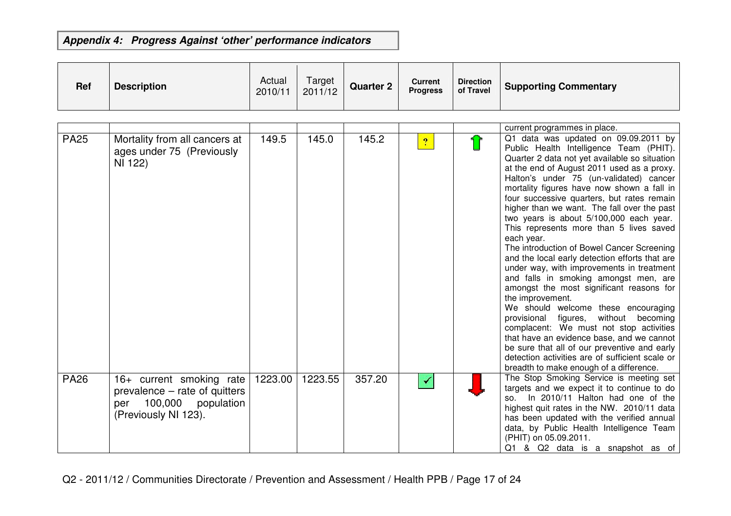**Appendix 4: Progress Against 'other' performance indicators**

| Ref | Description | Actual 2010/11 | Target 2011/12 | Quarter 2 | Current Progress | Direction of Travel | Supporting Commentary |
|---|---|---|---|---|---|---|---|
| | | | | | | | current programmes in place. |
| PA25 | Mortality from all cancers at ages under 75 (Previously NI 122) | 149.5 | 145.0 | 145.2 | ? | ↑ | Q1 data was updated on 09.09.2011 by Public Health Intelligence Team (PHIT). Quarter 2 data not yet available so situation at the end of August 2011 used as a proxy. Halton's under 75 (un-validated) cancer mortality figures have now shown a fall in four successive quarters, but rates remain higher than we want. The fall over the past two years is about 5/100,000 each year. This represents more than 5 lives saved each year.<br>The introduction of Bowel Cancer Screening and the local early detection efforts that are under way, with improvements in treatment and falls in smoking amongst men, are amongst the most significant reasons for the improvement.<br>We should welcome these encouraging provisional figures, without becoming complacent: We must not stop activities that have an evidence base, and we cannot be sure that all of our preventive and early detection activities are of sufficient scale or breadth to make enough of a difference. |
| PA26 | 16+ current smoking rate prevalence – rate of quitters per 100,000 population (Previously NI 123). | 1223.00 | 1223.55 | 357.20 | ✓ | ↓ | The Stop Smoking Service is meeting set targets and we expect it to continue to do so. In 2010/11 Halton had one of the highest quit rates in the NW. 2010/11 data has been updated with the verified annual data, by Public Health Intelligence Team (PHIT) on 05.09.2011.<br>Q1 & Q2 data is a snapshot as of |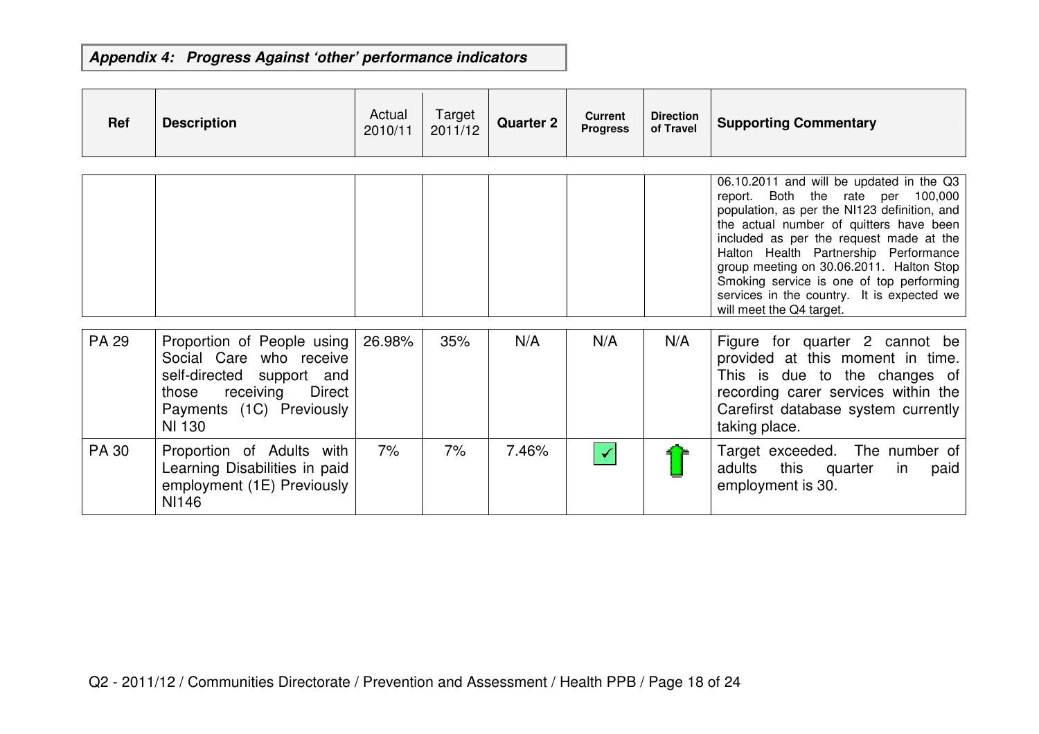**_Appendix 4: Progress Against 'other' performance indicators_**

| Ref | Description | Actual 2010/11 | Target 2011/12 | Quarter 2 | Current Progress | Direction of Travel | Supporting Commentary |
|---|---|---|---|---|---|---|---|
| | | | | | | | 06.10.2011 and will be updated in the Q3 report. Both the rate per 100,000 population, as per the NI123 definition, and the actual number of quitters have been included as per the request made at the Halton Health Partnership Performance group meeting on 30.06.2011. Halton Stop Smoking service is one of top performing services in the country. It is expected we will meet the Q4 target. |
| PA 29 | Proportion of People using Social Care who receive self-directed support and those receiving Direct Payments (1C) Previously NI 130 | 26.98% | 35% | N/A | N/A | N/A | Figure for quarter 2 cannot be provided at this moment in time. This is due to the changes of recording carer services within the Carefirst database system currently taking place. |
| PA 30 | Proportion of Adults with Learning Disabilities in paid employment (1E) Previously NI146 | 7% | 7% | 7.46% | ✓ | ↑ | Target exceeded. The number of adults this quarter in paid employment is 30. |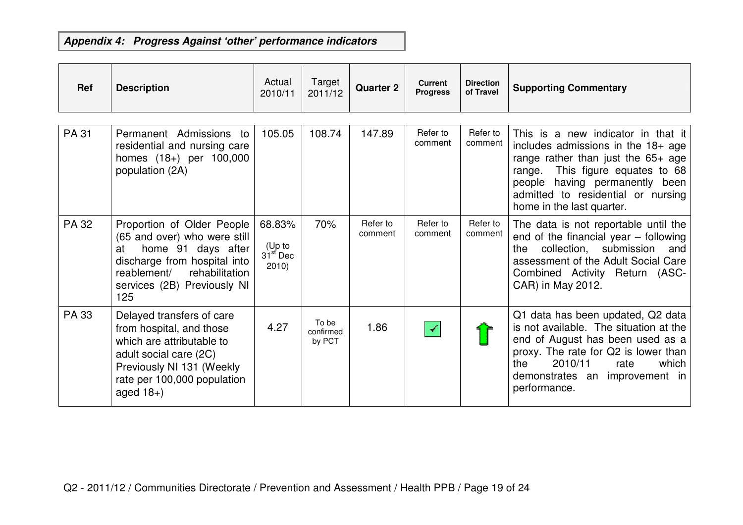***Appendix 4: Progress Against 'other' performance indicators***

| Ref | Description | Actual 2010/11 | Target 2011/12 | Quarter 2 | Current Progress | Direction of Travel | Supporting Commentary |
|---|---|---|---|---|---|---|---|
| PA 31 | Permanent Admissions to residential and nursing care homes (18+) per 100,000 population (2A) | 105.05 | 108.74 | 147.89 | Refer to comment | Refer to comment | This is a new indicator in that it includes admissions in the 18+ age range rather than just the 65+ age range. This figure equates to 68 people having permanently been admitted to residential or nursing home in the last quarter. |
| PA 32 | Proportion of Older People (65 and over) who were still at home 91 days after discharge from hospital into reablement/ rehabilitation services (2B) Previously NI 125 | 68.83% (Up to 31st Dec 2010) | 70% | Refer to comment | Refer to comment | Refer to comment | The data is not reportable until the end of the financial year – following the collection, submission and assessment of the Adult Social Care Combined Activity Return (ASC-CAR) in May 2012. |
| PA 33 | Delayed transfers of care from hospital, and those which are attributable to adult social care (2C) Previously NI 131 (Weekly rate per 100,000 population aged 18+) | 4.27 | To be confirmed by PCT | 1.86 | ✓ | ⬆ | Q1 data has been updated, Q2 data is not available. The situation at the end of August has been used as a proxy. The rate for Q2 is lower than the 2010/11 rate which demonstrates an improvement in performance. |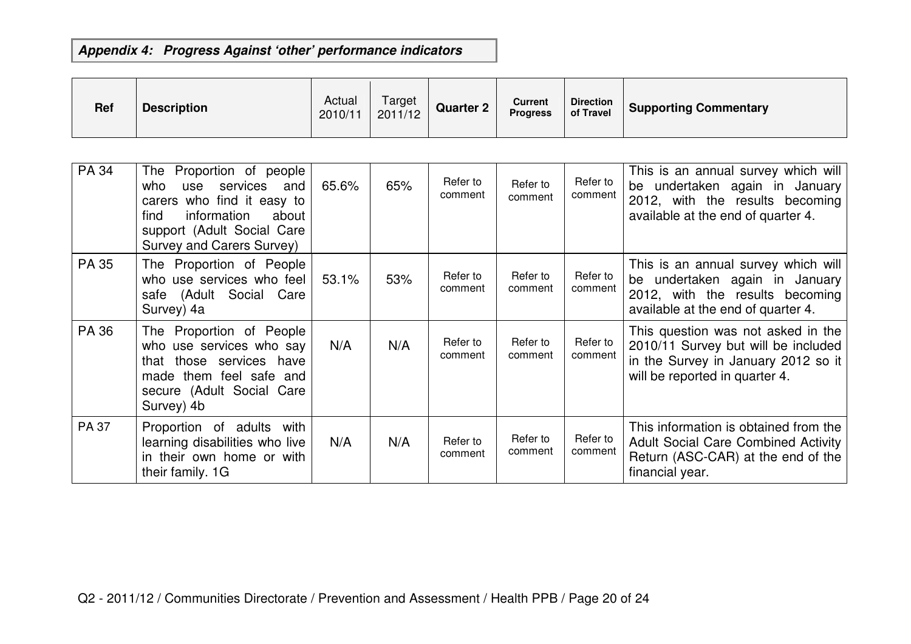***Appendix 4: Progress Against 'other' performance indicators***

| Ref | Description | Actual 2010/11 | Target 2011/12 | Quarter 2 | Current Progress | Direction of Travel | Supporting Commentary |
|---|---|---|---|---|---|---|---|
| PA 34 | The Proportion of people who use services and carers who find it easy to find information about support (Adult Social Care Survey and Carers Survey) | 65.6% | 65% | Refer to comment | Refer to comment | Refer to comment | This is an annual survey which will be undertaken again in January 2012, with the results becoming available at the end of quarter 4. |
| PA 35 | The Proportion of People who use services who feel safe (Adult Social Care Survey) 4a | 53.1% | 53% | Refer to comment | Refer to comment | Refer to comment | This is an annual survey which will be undertaken again in January 2012, with the results becoming available at the end of quarter 4. |
| PA 36 | The Proportion of People who use services who say that those services have made them feel safe and secure (Adult Social Care Survey) 4b | N/A | N/A | Refer to comment | Refer to comment | Refer to comment | This question was not asked in the 2010/11 Survey but will be included in the Survey in January 2012 so it will be reported in quarter 4. |
| PA 37 | Proportion of adults with learning disabilities who live in their own home or with their family. 1G | N/A | N/A | Refer to comment | Refer to comment | Refer to comment | This information is obtained from the Adult Social Care Combined Activity Return (ASC-CAR) at the end of the financial year. |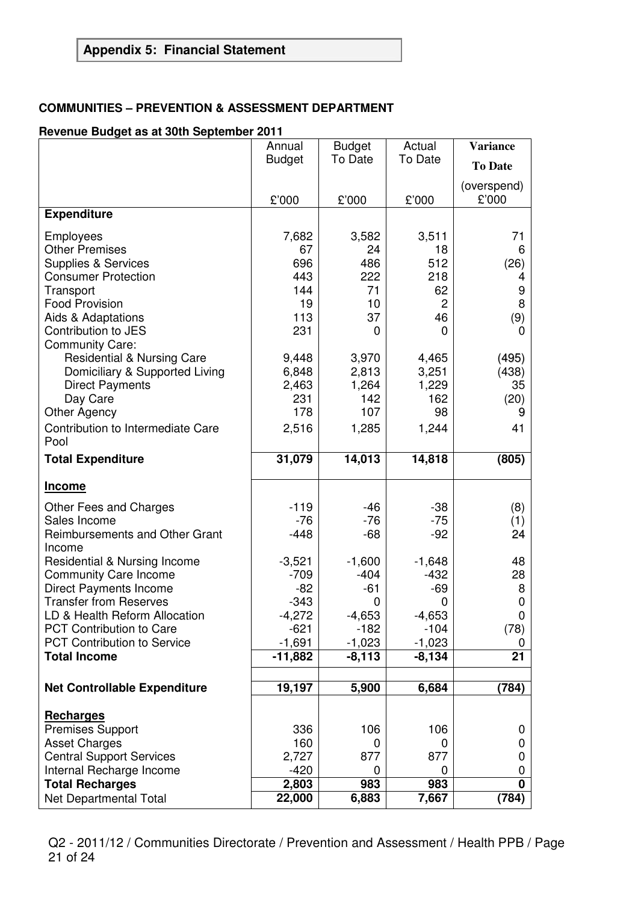**Appendix 5: Financial Statement**

**COMMUNITIES – PREVENTION & ASSESSMENT DEPARTMENT**

**Revenue Budget as at 30th September 2011**

| | Annual Budget £'000 | Budget To Date £'000 | Actual To Date £'000 | **Variance To Date** (overspend) £'000 |
|---|---|---|---|---|
| **Expenditure** | | | | |
| Employees | 7,682 | 3,582 | 3,511 | 71 |
| Other Premises | 67 | 24 | 18 | 6 |
| Supplies & Services | 696 | 486 | 512 | (26) |
| Consumer Protection | 443 | 222 | 218 | 4 |
| Transport | 144 | 71 | 62 | 9 |
| Food Provision | 19 | 10 | 2 | 8 |
| Aids & Adaptations | 113 | 37 | 46 | (9) |
| Contribution to JES | 231 | 0 | 0 | 0 |
| Community Care: | | | | |
| Residential & Nursing Care | 9,448 | 3,970 | 4,465 | (495) |
| Domiciliary & Supported Living | 6,848 | 2,813 | 3,251 | (438) |
| Direct Payments | 2,463 | 1,264 | 1,229 | 35 |
| Day Care | 231 | 142 | 162 | (20) |
| Other Agency | 178 | 107 | 98 | 9 |
| Contribution to Intermediate Care Pool | 2,516 | 1,285 | 1,244 | 41 |
| **Total Expenditure** | **31,079** | **14,013** | **14,818** | **(805)** |
| **Income** | | | | |
| Other Fees and Charges | -119 | -46 | -38 | (8) |
| Sales Income | -76 | -76 | -75 | (1) |
| Reimbursements and Other Grant Income | -448 | -68 | -92 | 24 |
| Residential & Nursing Income | -3,521 | -1,600 | -1,648 | 48 |
| Community Care Income | -709 | -404 | -432 | 28 |
| Direct Payments Income | -82 | -61 | -69 | 8 |
| Transfer from Reserves | -343 | 0 | 0 | 0 |
| LD & Health Reform Allocation | -4,272 | -4,653 | -4,653 | 0 |
| PCT Contribution to Care | -621 | -182 | -104 | (78) |
| PCT Contribution to Service | -1,691 | -1,023 | -1,023 | 0 |
| **Total Income** | **-11,882** | **-8,113** | **-8,134** | **21** |
| | | | | |
| **Net Controllable Expenditure** | **19,197** | **5,900** | **6,684** | **(784)** |
| | | | | |
| **Recharges** | | | | |
| Premises Support | 336 | 106 | 106 | 0 |
| Asset Charges | 160 | 0 | 0 | 0 |
| Central Support Services | 2,727 | 877 | 877 | 0 |
| Internal Recharge Income | -420 | 0 | 0 | 0 |
| **Total Recharges** | **2,803** | **983** | **983** | **0** |
| Net Departmental Total | **22,000** | **6,883** | **7,667** | **(784)** |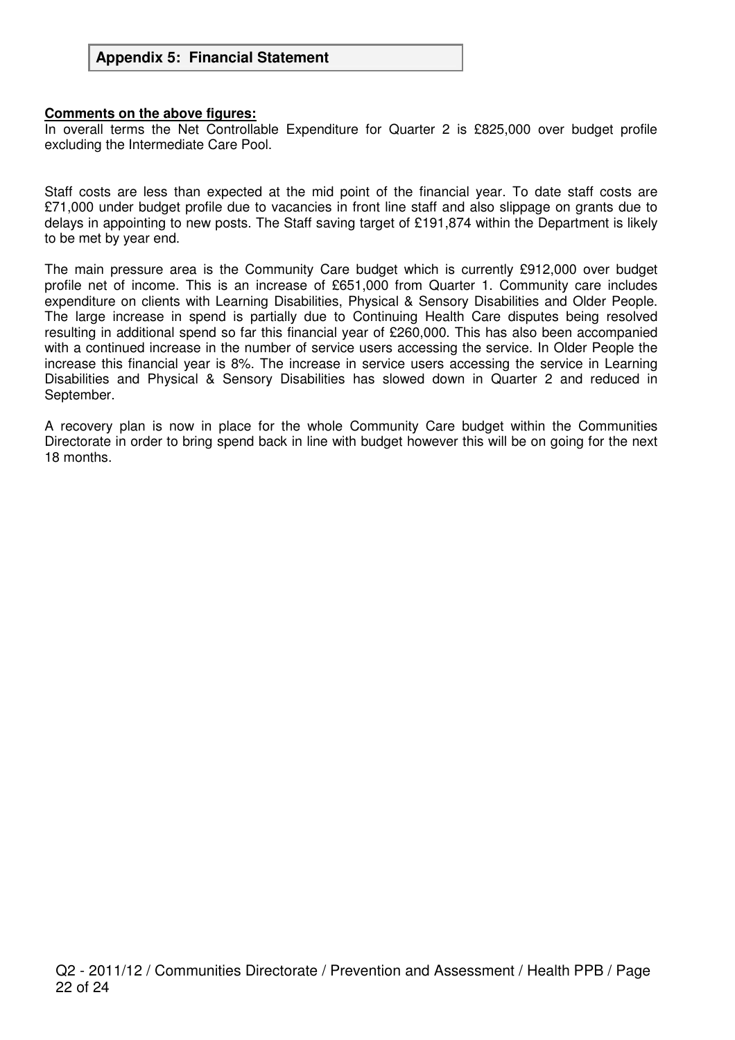## Appendix 5: Financial Statement

**Comments on the above figures:**

In overall terms the Net Controllable Expenditure for Quarter 2 is £825,000 over budget profile excluding the Intermediate Care Pool.

Staff costs are less than expected at the mid point of the financial year. To date staff costs are £71,000 under budget profile due to vacancies in front line staff and also slippage on grants due to delays in appointing to new posts. The Staff saving target of £191,874 within the Department is likely to be met by year end.

The main pressure area is the Community Care budget which is currently £912,000 over budget profile net of income. This is an increase of £651,000 from Quarter 1. Community care includes expenditure on clients with Learning Disabilities, Physical & Sensory Disabilities and Older People. The large increase in spend is partially due to Continuing Health Care disputes being resolved resulting in additional spend so far this financial year of £260,000. This has also been accompanied with a continued increase in the number of service users accessing the service. In Older People the increase this financial year is 8%. The increase in service users accessing the service in Learning Disabilities and Physical & Sensory Disabilities has slowed down in Quarter 2 and reduced in September.

A recovery plan is now in place for the whole Community Care budget within the Communities Directorate in order to bring spend back in line with budget however this will be on going for the next 18 months.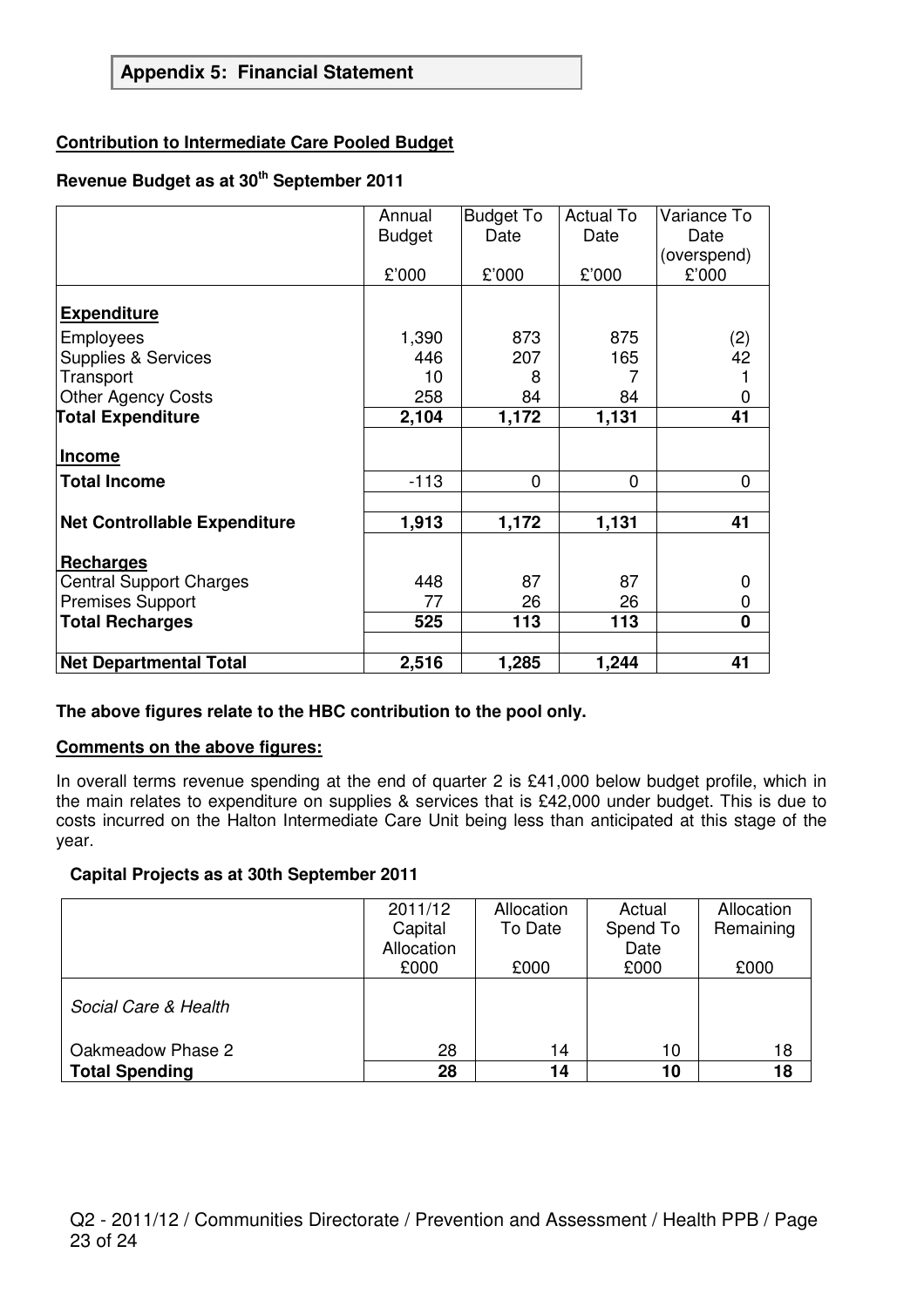## Appendix 5: Financial Statement

**Contribution to Intermediate Care Pooled Budget**

**Revenue Budget as at 30th September 2011**

| | Annual Budget £'000 | Budget To Date £'000 | Actual To Date £'000 | Variance To Date (overspend) £'000 |
|---|---|---|---|---|
| **Expenditure** | | | | |
| Employees | 1,390 | 873 | 875 | (2) |
| Supplies & Services | 446 | 207 | 165 | 42 |
| Transport | 10 | 8 | 7 | 1 |
| Other Agency Costs | 258 | 84 | 84 | 0 |
| **Total Expenditure** | **2,104** | **1,172** | **1,131** | **41** |
| **Income** | | | | |
| **Total Income** | -113 | 0 | 0 | 0 |
| **Net Controllable Expenditure** | **1,913** | **1,172** | **1,131** | **41** |
| **Recharges** | | | | |
| Central Support Charges | 448 | 87 | 87 | 0 |
| Premises Support | 77 | 26 | 26 | 0 |
| **Total Recharges** | **525** | **113** | **113** | **0** |
| **Net Departmental Total** | **2,516** | **1,285** | **1,244** | **41** |

**The above figures relate to the HBC contribution to the pool only.**

**Comments on the above figures:**

In overall terms revenue spending at the end of quarter 2 is £41,000 below budget profile, which in the main relates to expenditure on supplies & services that is £42,000 under budget. This is due to costs incurred on the Halton Intermediate Care Unit being less than anticipated at this stage of the year.

**Capital Projects as at 30th September 2011**

| | 2011/12 Capital Allocation £000 | Allocation To Date £000 | Actual Spend To Date £000 | Allocation Remaining £000 |
|---|---|---|---|---|
| *Social Care & Health* | | | | |
| Oakmeadow Phase 2 | 28 | 14 | 10 | 18 |
| **Total Spending** | **28** | **14** | **10** | **18** |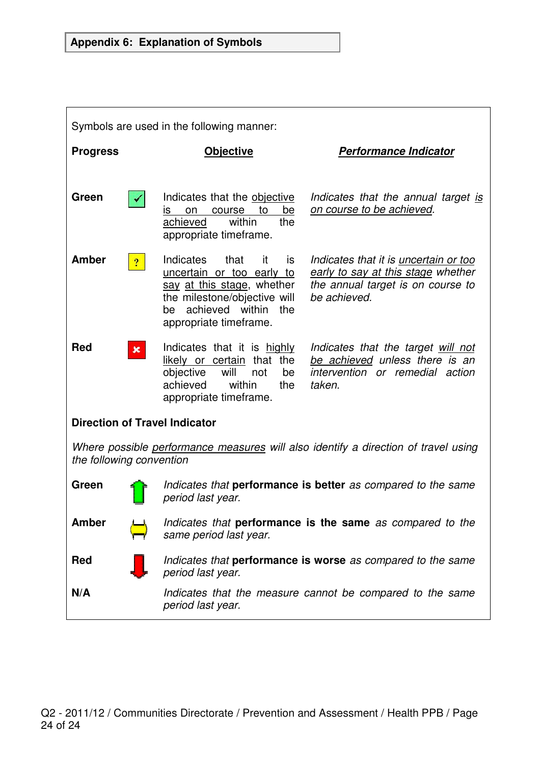## Appendix 6: Explanation of Symbols

Symbols are used in the following manner:

| Progress | | Objective | Performance Indicator |
|---|---|---|---|
| **Green** | ✓ | Indicates that the <u>objective is on course to be achieved</u> within the appropriate timeframe. | *Indicates that the annual target <u>is on course to be achieved</u>.* |
| **Amber** | ? | Indicates that it is <u>uncertain or too early to say at this stage</u>, whether the milestone/objective will be achieved within the appropriate timeframe. | *Indicates that it is <u>uncertain or too early to say at this stage</u> whether the annual target is on course to be achieved.* |
| **Red** | ✗ | Indicates that it is <u>highly likely or certain</u> that the objective will not be achieved within the appropriate timeframe. | *Indicates that the target <u>will not be achieved</u> unless there is an intervention or remedial action taken.* |

**Direction of Travel Indicator**

*Where possible <u>performance measures</u> will also identify a direction of travel using the following convention*

| | | |
|---|---|---|
| **Green** | ↑ | *Indicates that* **performance is better** *as compared to the same period last year.* |
| **Amber** | ⇔ | *Indicates that* **performance is the same** *as compared to the same period last year.* |
| **Red** | ↓ | *Indicates that* **performance is worse** *as compared to the same period last year.* |
| **N/A** | | *Indicates that the measure cannot be compared to the same period last year.* |